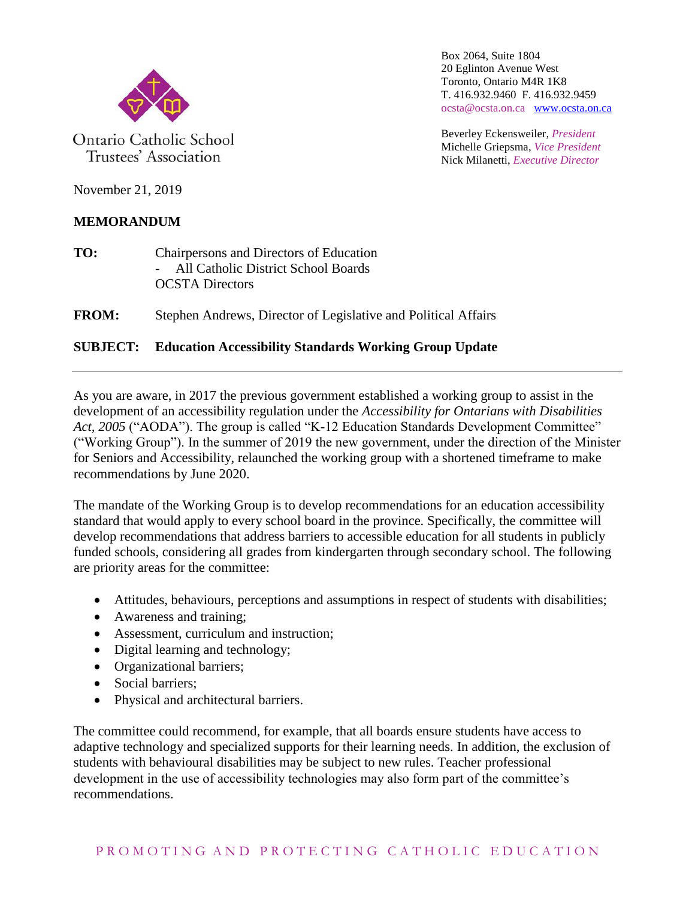Ontario Catholic School Trustees' Association

Box 2064, Suite 1804
20 Eglinton Avenue West
Toronto, Ontario M4R 1K8
T. 416.932.9460 F. 416.932.9459
ocsta@ocsta.on.ca www.ocsta.on.ca

Beverley Eckensweiler, *President*
Michelle Griepsma, *Vice President*
Nick Milanetti, *Executive Director*

November 21, 2019

**MEMORANDUM**

**TO:** Chairpersons and Directors of Education
- All Catholic District School Boards

OCSTA Directors

**FROM:** Stephen Andrews, Director of Legislative and Political Affairs

**SUBJECT: Education Accessibility Standards Working Group Update**

---

As you are aware, in 2017 the previous government established a working group to assist in the development of an accessibility regulation under the *Accessibility for Ontarians with Disabilities Act, 2005* ("AODA"). The group is called "K-12 Education Standards Development Committee" ("Working Group"). In the summer of 2019 the new government, under the direction of the Minister for Seniors and Accessibility, relaunched the working group with a shortened timeframe to make recommendations by June 2020.

The mandate of the Working Group is to develop recommendations for an education accessibility standard that would apply to every school board in the province. Specifically, the committee will develop recommendations that address barriers to accessible education for all students in publicly funded schools, considering all grades from kindergarten through secondary school. The following are priority areas for the committee:

- Attitudes, behaviours, perceptions and assumptions in respect of students with disabilities;
- Awareness and training;
- Assessment, curriculum and instruction;
- Digital learning and technology;
- Organizational barriers;
- Social barriers;
- Physical and architectural barriers.

The committee could recommend, for example, that all boards ensure students have access to adaptive technology and specialized supports for their learning needs. In addition, the exclusion of students with behavioural disabilities may be subject to new rules. Teacher professional development in the use of accessibility technologies may also form part of the committee's recommendations.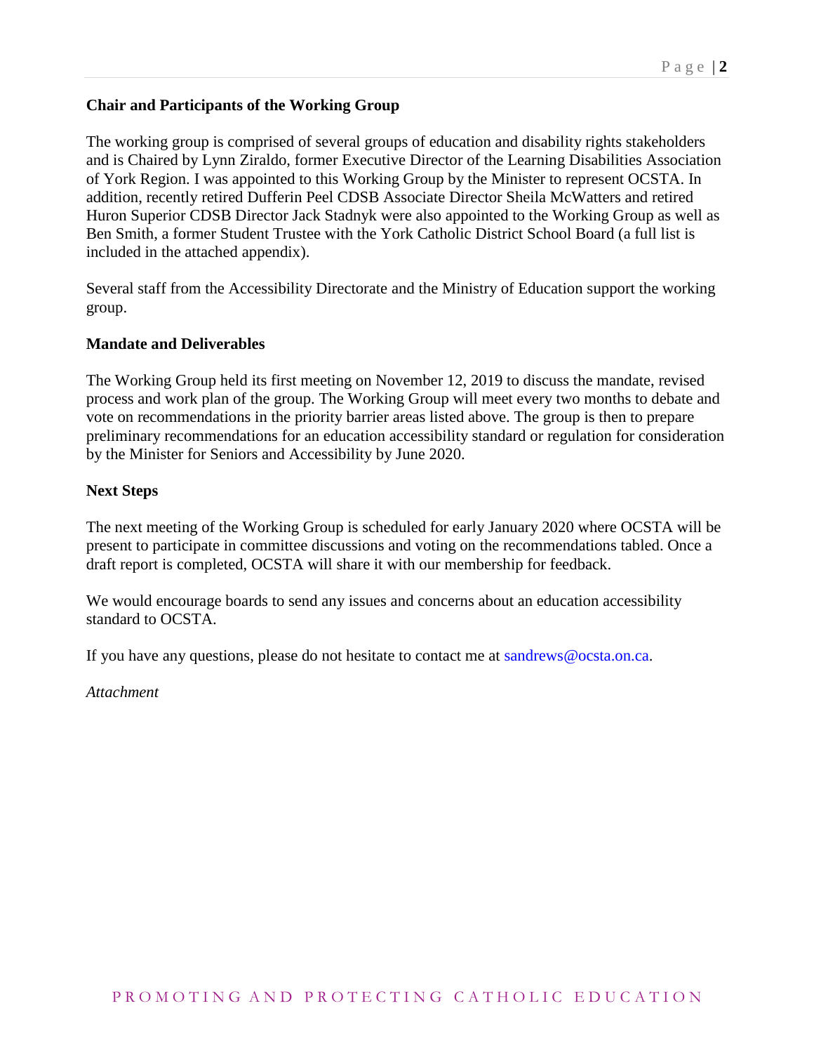**Chair and Participants of the Working Group**

The working group is comprised of several groups of education and disability rights stakeholders and is Chaired by Lynn Ziraldo, former Executive Director of the Learning Disabilities Association of York Region. I was appointed to this Working Group by the Minister to represent OCSTA. In addition, recently retired Dufferin Peel CDSB Associate Director Sheila McWatters and retired Huron Superior CDSB Director Jack Stadnyk were also appointed to the Working Group as well as Ben Smith, a former Student Trustee with the York Catholic District School Board (a full list is included in the attached appendix).

Several staff from the Accessibility Directorate and the Ministry of Education support the working group.

**Mandate and Deliverables**

The Working Group held its first meeting on November 12, 2019 to discuss the mandate, revised process and work plan of the group. The Working Group will meet every two months to debate and vote on recommendations in the priority barrier areas listed above. The group is then to prepare preliminary recommendations for an education accessibility standard or regulation for consideration by the Minister for Seniors and Accessibility by June 2020.

**Next Steps**

The next meeting of the Working Group is scheduled for early January 2020 where OCSTA will be present to participate in committee discussions and voting on the recommendations tabled. Once a draft report is completed, OCSTA will share it with our membership for feedback.

We would encourage boards to send any issues and concerns about an education accessibility standard to OCSTA.

If you have any questions, please do not hesitate to contact me at sandrews@ocsta.on.ca.

*Attachment*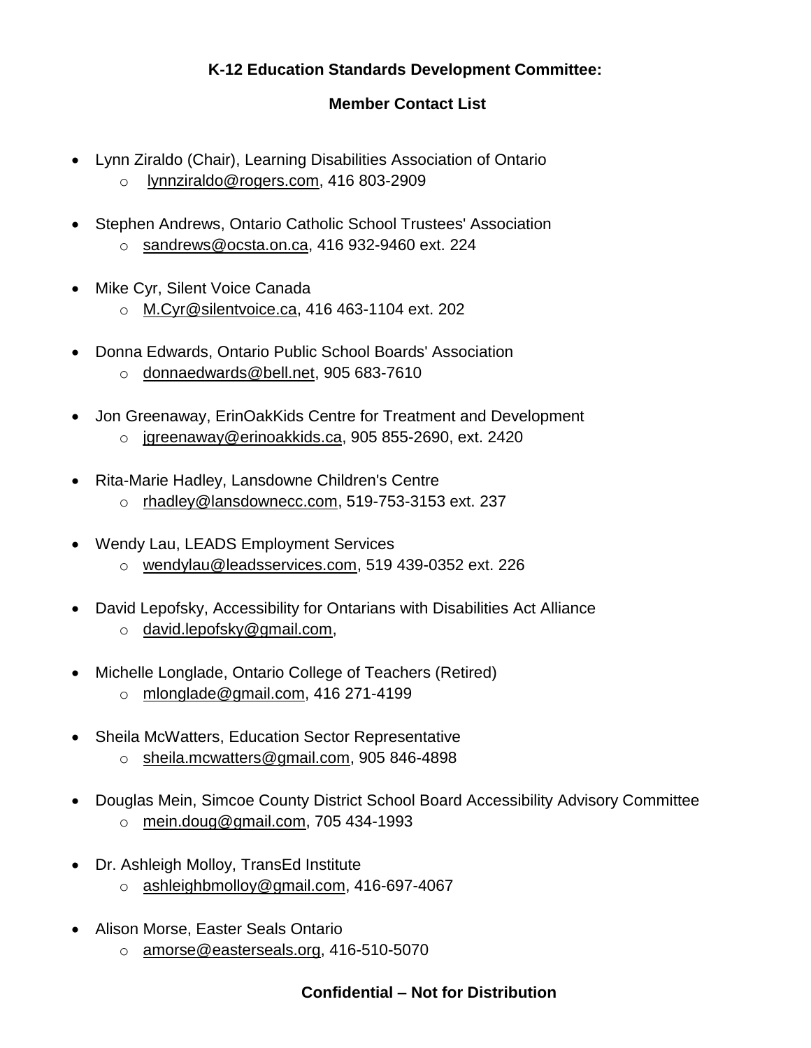**K-12 Education Standards Development Committee:**

**Member Contact List**

- Lynn Ziraldo (Chair), Learning Disabilities Association of Ontario
  - lynnziraldo@rogers.com, 416 803-2909

- Stephen Andrews, Ontario Catholic School Trustees' Association
  - sandrews@ocsta.on.ca, 416 932-9460 ext. 224

- Mike Cyr, Silent Voice Canada
  - M.Cyr@silentvoice.ca, 416 463-1104 ext. 202

- Donna Edwards, Ontario Public School Boards' Association
  - donnaedwards@bell.net, 905 683-7610

- Jon Greenaway, ErinOakKids Centre for Treatment and Development
  - jgreenaway@erinoakkids.ca, 905 855-2690, ext. 2420

- Rita-Marie Hadley, Lansdowne Children's Centre
  - rhadley@lansdownecc.com, 519-753-3153 ext. 237

- Wendy Lau, LEADS Employment Services
  - wendylau@leadsservices.com, 519 439-0352 ext. 226

- David Lepofsky, Accessibility for Ontarians with Disabilities Act Alliance
  - david.lepofsky@gmail.com,

- Michelle Longlade, Ontario College of Teachers (Retired)
  - mlonglade@gmail.com, 416 271-4199

- Sheila McWatters, Education Sector Representative
  - sheila.mcwatters@gmail.com, 905 846-4898

- Douglas Mein, Simcoe County District School Board Accessibility Advisory Committee
  - mein.doug@gmail.com, 705 434-1993

- Dr. Ashleigh Molloy, TransEd Institute
  - ashleighbmolloy@gmail.com, 416-697-4067

- Alison Morse, Easter Seals Ontario
  - amorse@easterseals.org, 416-510-5070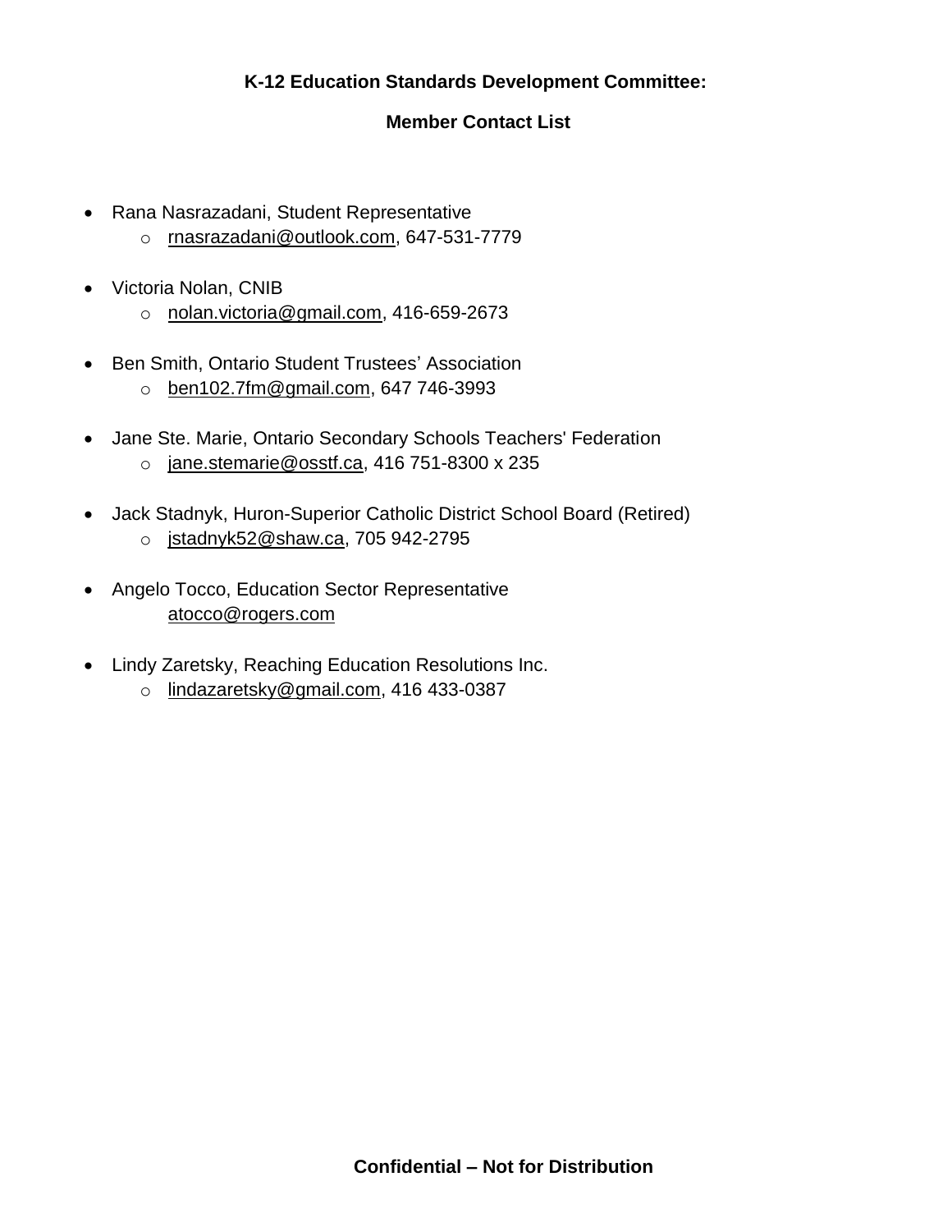**K-12 Education Standards Development Committee:**

**Member Contact List**

- Rana Nasrazadani, Student Representative
  - rnasrazadani@outlook.com, 647-531-7779

- Victoria Nolan, CNIB
  - nolan.victoria@gmail.com, 416-659-2673

- Ben Smith, Ontario Student Trustees' Association
  - ben102.7fm@gmail.com, 647 746-3993

- Jane Ste. Marie, Ontario Secondary Schools Teachers' Federation
  - jane.stemarie@osstf.ca, 416 751-8300 x 235

- Jack Stadnyk, Huron-Superior Catholic District School Board (Retired)
  - jstadnyk52@shaw.ca, 705 942-2795

- Angelo Tocco, Education Sector Representative

  atocco@rogers.com

- Lindy Zaretsky, Reaching Education Resolutions Inc.
  - lindazaretsky@gmail.com, 416 433-0387